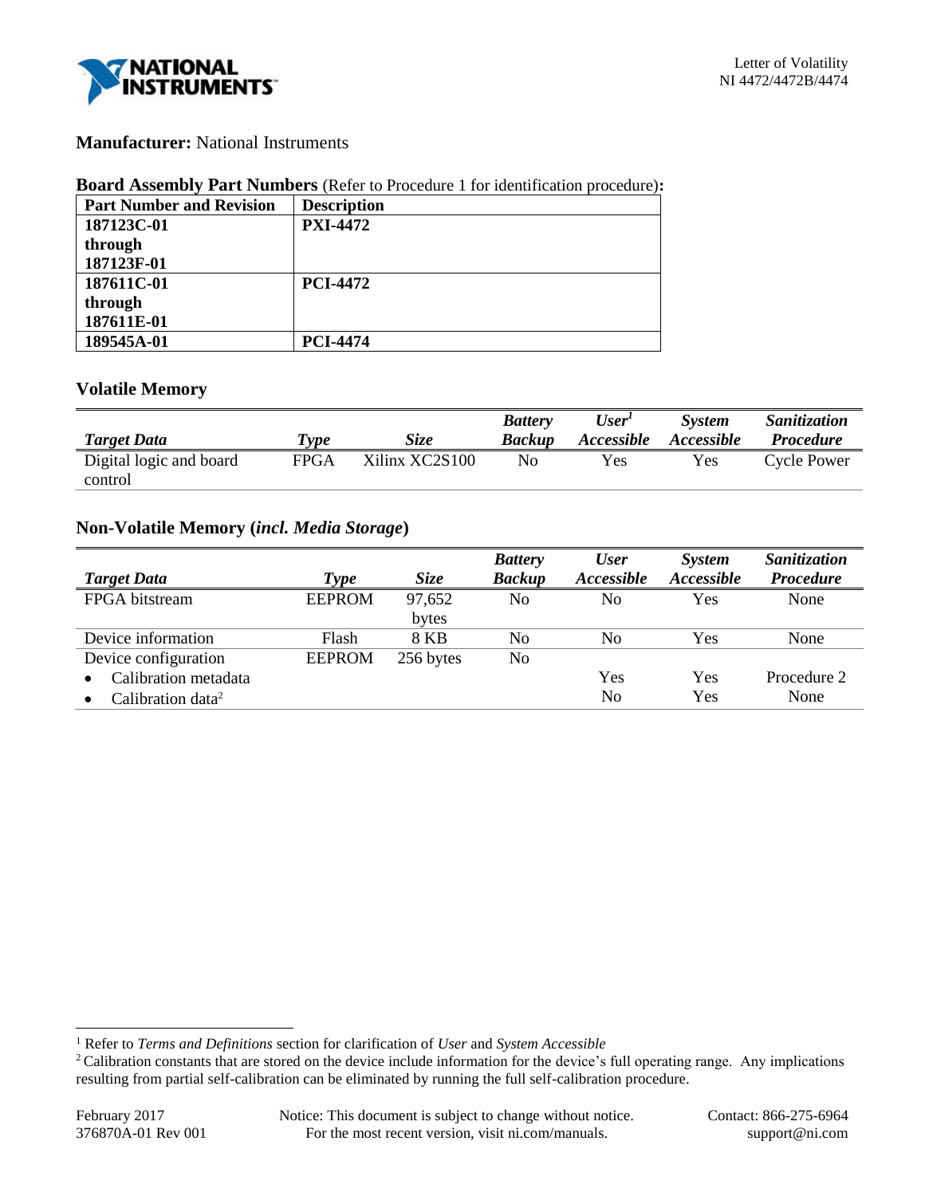**Manufacturer:** National Instruments

**Board Assembly Part Numbers** (Refer to Procedure 1 for identification procedure)**:**

| Part Number and Revision | Description |
|---|---|
| **187123C-01 through 187123F-01** | **PXI-4472** |
| **187611C-01 through 187611E-01** | **PCI-4472** |
| **189545A-01** | **PCI-4474** |

## Volatile Memory

| *Target Data* | *Type* | *Size* | *Battery Backup* | *User[1] Accessible* | *System Accessible* | *Sanitization Procedure* |
|---|---|---|---|---|---|---|
| Digital logic and board control | FPGA | Xilinx XC2S100 | No | Yes | Yes | Cycle Power |

## Non-Volatile Memory (*incl. Media Storage*)

| *Target Data* | *Type* | *Size* | *Battery Backup* | *User Accessible* | *System Accessible* | *Sanitization Procedure* |
|---|---|---|---|---|---|---|
| FPGA bitstream | EEPROM | 97,652 bytes | No | No | Yes | None |
| Device information | Flash | 8 KB | No | No | Yes | None |
| Device configuration | EEPROM | 256 bytes | No | | | |
| • Calibration metadata | | | | Yes | Yes | Procedure 2 |
| • Calibration data[2] | | | | No | Yes | None |

[1] Refer to *Terms and Definitions* section for clarification of *User* and *System Accessible*

[2] Calibration constants that are stored on the device include information for the device's full operating range. Any implications resulting from partial self-calibration can be eliminated by running the full self-calibration procedure.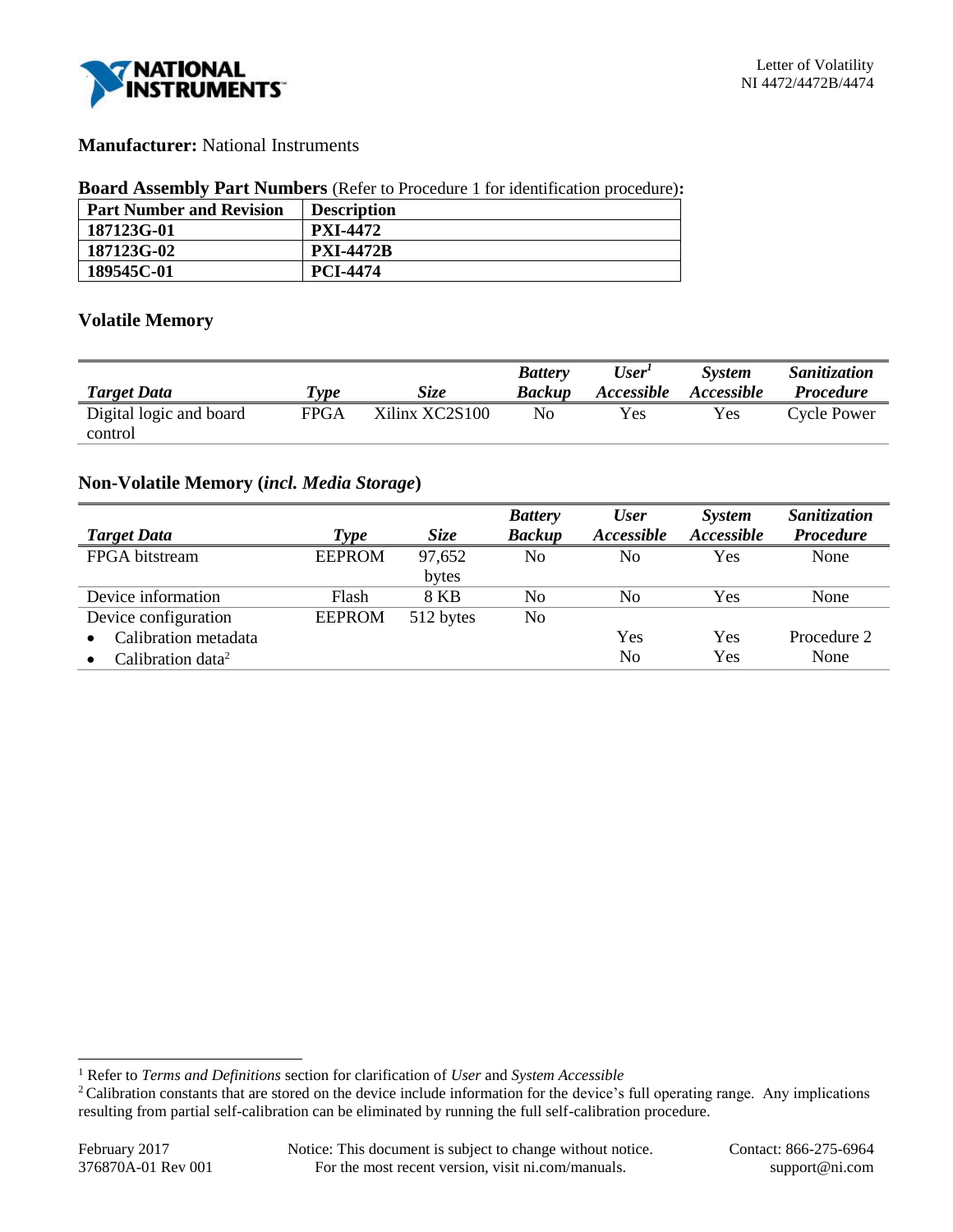**Manufacturer:** National Instruments

**Board Assembly Part Numbers** (Refer to Procedure 1 for identification procedure)**:**

| Part Number and Revision | Description |
|---|---|
| **187123G-01** | **PXI-4472** |
| **187123G-02** | **PXI-4472B** |
| **189545C-01** | **PCI-4474** |

## Volatile Memory

| *Target Data* | *Type* | *Size* | *Battery Backup* | *User[1] Accessible* | *System Accessible* | *Sanitization Procedure* |
|---|---|---|---|---|---|---|
| Digital logic and board control | FPGA | Xilinx XC2S100 | No | Yes | Yes | Cycle Power |

## Non-Volatile Memory (*incl. Media Storage*)

| *Target Data* | *Type* | *Size* | *Battery Backup* | *User Accessible* | *System Accessible* | *Sanitization Procedure* |
|---|---|---|---|---|---|---|
| FPGA bitstream | EEPROM | 97,652 bytes | No | No | Yes | None |
| Device information | Flash | 8 KB | No | No | Yes | None |
| Device configuration | EEPROM | 512 bytes | No | | | |
| • Calibration metadata | | | | Yes | Yes | Procedure 2 |
| • Calibration data[2] | | | | No | Yes | None |

[1] Refer to *Terms and Definitions* section for clarification of *User* and *System Accessible*

[2] Calibration constants that are stored on the device include information for the device's full operating range. Any implications resulting from partial self-calibration can be eliminated by running the full self-calibration procedure.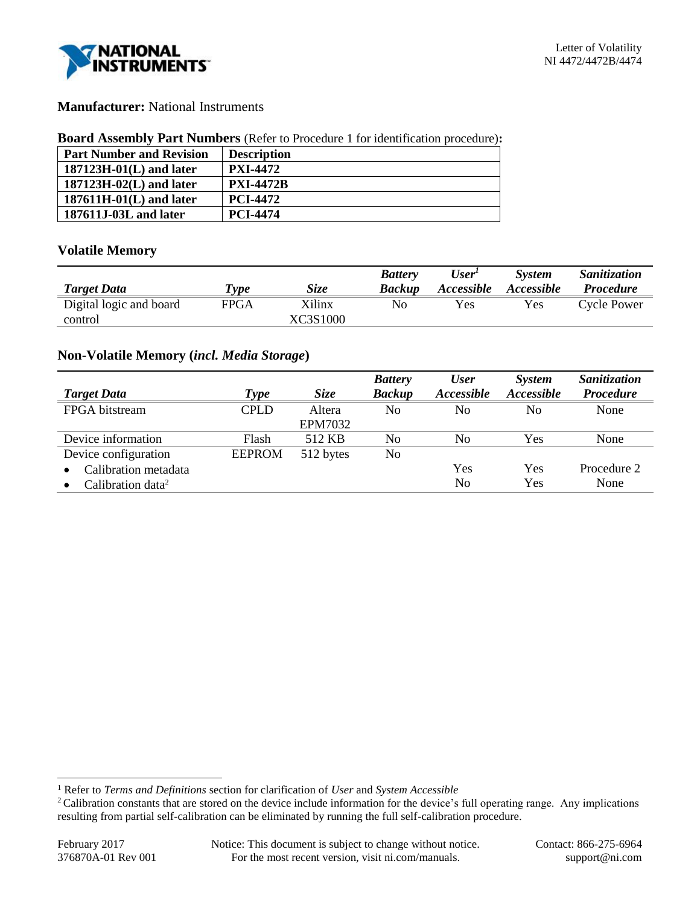**Manufacturer:** National Instruments

**Board Assembly Part Numbers** (Refer to Procedure 1 for identification procedure)**:**

| Part Number and Revision | Description |
|---|---|
| **187123H-01(L) and later** | **PXI-4472** |
| **187123H-02(L) and later** | **PXI-4472B** |
| **187611H-01(L) and later** | **PCI-4472** |
| **187611J-03L and later** | **PCI-4474** |

## Volatile Memory

| *Target Data* | *Type* | *Size* | *Battery Backup* | *User[1] Accessible* | *System Accessible* | *Sanitization Procedure* |
|---|---|---|---|---|---|---|
| Digital logic and board control | FPGA | Xilinx XC3S1000 | No | Yes | Yes | Cycle Power |

## Non-Volatile Memory (*incl. Media Storage*)

| *Target Data* | *Type* | *Size* | *Battery Backup* | *User Accessible* | *System Accessible* | *Sanitization Procedure* |
|---|---|---|---|---|---|---|
| FPGA bitstream | CPLD | Altera EPM7032 | No | No | No | None |
| Device information | Flash | 512 KB | No | No | Yes | None |
| Device configuration | EEPROM | 512 bytes | No | | | |
| • Calibration metadata | | | | Yes | Yes | Procedure 2 |
| • Calibration data[2] | | | | No | Yes | None |

[1] Refer to *Terms and Definitions* section for clarification of *User* and *System Accessible*

[2] Calibration constants that are stored on the device include information for the device's full operating range. Any implications resulting from partial self-calibration can be eliminated by running the full self-calibration procedure.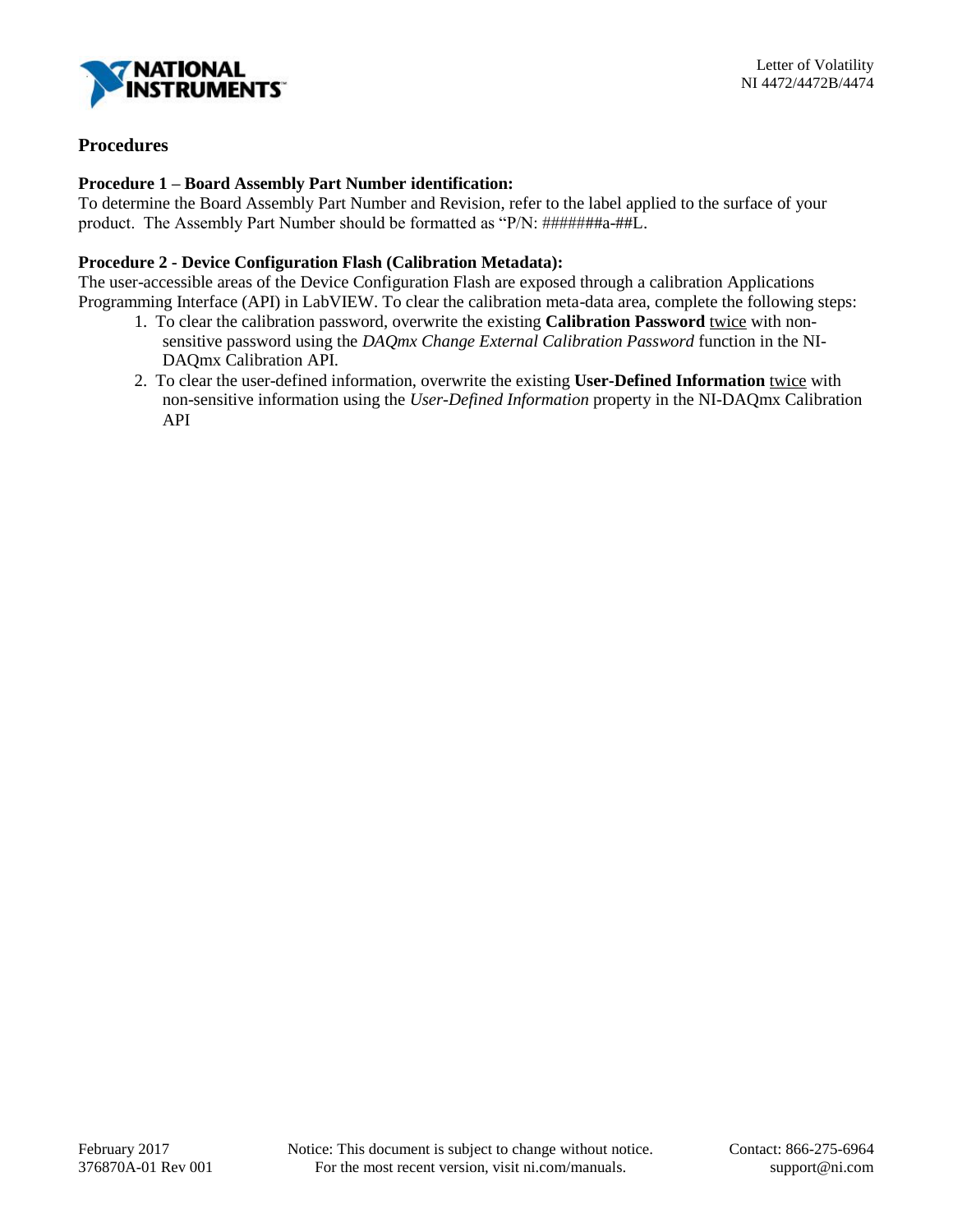## Procedures

### Procedure 1 – Board Assembly Part Number identification:

To determine the Board Assembly Part Number and Revision, refer to the label applied to the surface of your product. The Assembly Part Number should be formatted as "P/N: ######a-##L.

### Procedure 2 - Device Configuration Flash (Calibration Metadata):

The user-accessible areas of the Device Configuration Flash are exposed through a calibration Applications Programming Interface (API) in LabVIEW. To clear the calibration meta-data area, complete the following steps:

1. To clear the calibration password, overwrite the existing **Calibration Password** <u>twice</u> with non-sensitive password using the *DAQmx Change External Calibration Password* function in the NI-DAQmx Calibration API.
2. To clear the user-defined information, overwrite the existing **User-Defined Information** <u>twice</u> with non-sensitive information using the *User-Defined Information* property in the NI-DAQmx Calibration API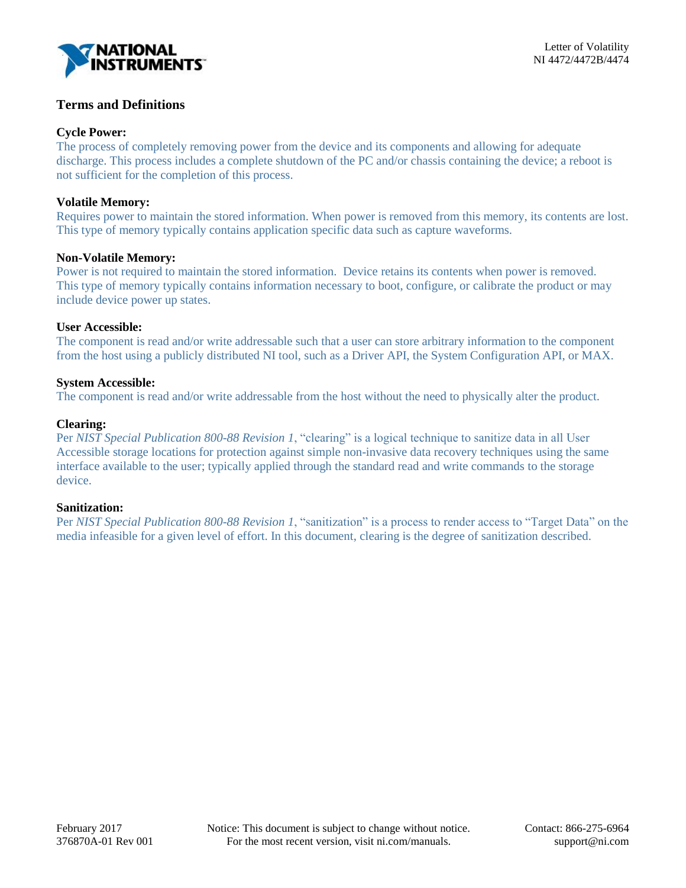## Terms and Definitions

**Cycle Power:**
The process of completely removing power from the device and its components and allowing for adequate discharge. This process includes a complete shutdown of the PC and/or chassis containing the device; a reboot is not sufficient for the completion of this process.

**Volatile Memory:**
Requires power to maintain the stored information. When power is removed from this memory, its contents are lost. This type of memory typically contains application specific data such as capture waveforms.

**Non-Volatile Memory:**
Power is not required to maintain the stored information. Device retains its contents when power is removed. This type of memory typically contains information necessary to boot, configure, or calibrate the product or may include device power up states.

**User Accessible:**
The component is read and/or write addressable such that a user can store arbitrary information to the component from the host using a publicly distributed NI tool, such as a Driver API, the System Configuration API, or MAX.

**System Accessible:**
The component is read and/or write addressable from the host without the need to physically alter the product.

**Clearing:**
Per *NIST Special Publication 800-88 Revision 1*, "clearing" is a logical technique to sanitize data in all User Accessible storage locations for protection against simple non-invasive data recovery techniques using the same interface available to the user; typically applied through the standard read and write commands to the storage device.

**Sanitization:**
Per *NIST Special Publication 800-88 Revision 1*, "sanitization" is a process to render access to "Target Data" on the media infeasible for a given level of effort. In this document, clearing is the degree of sanitization described.